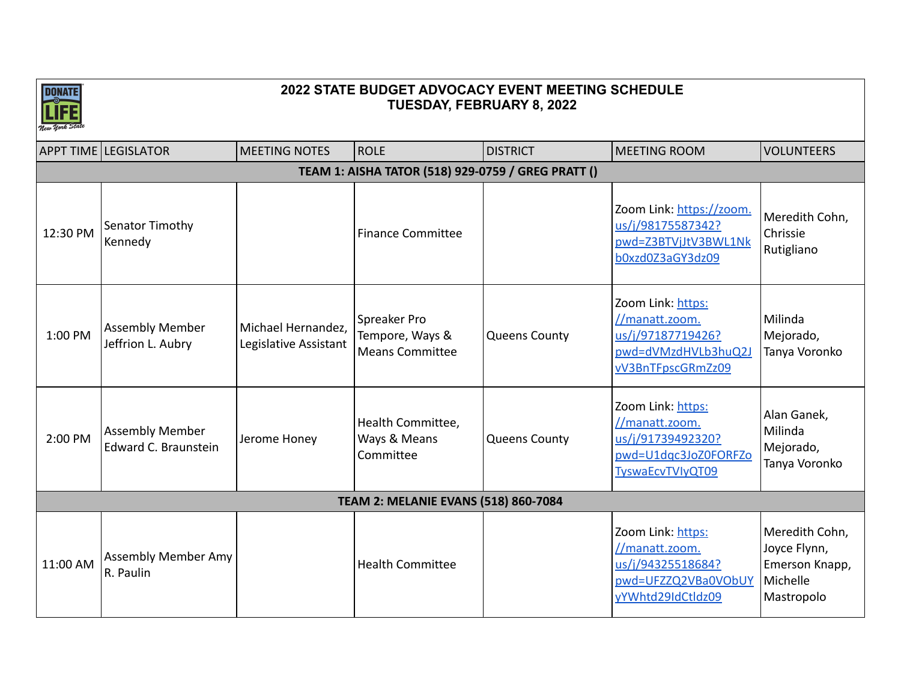# 2022 STATE BUDGET ADVOCACY EVENT MEETING SCHEDULE
## TUESDAY, FEBRUARY 8, 2022

| APPT TIME | LEGISLATOR | MEETING NOTES | ROLE | DISTRICT | MEETING ROOM | VOLUNTEERS |
|---|---|---|---|---|---|---|
| **TEAM 1: AISHA TATOR (518) 929-0759 / GREG PRATT ()** | | | | | | |
| 12:30 PM | Senator Timothy Kennedy | | Finance Committee | | Zoom Link: https://zoom.us/j/98175587342?pwd=Z3BTVjJtV3BWL1Nkb0xzd0Z3aGY3dz09 | Meredith Cohn, Chrissie Rutigliano |
| 1:00 PM | Assembly Member Jeffrion L. Aubry | Michael Hernandez, Legislative Assistant | Spreaker Pro Tempore, Ways & Means Committee | Queens County | Zoom Link: https://manatt.zoom.us/j/97187719426?pwd=dVMzdHVLb3huQ2JvV3BnTFpscGRmZz09 | Milinda Mejorado, Tanya Voronko |
| 2:00 PM | Assembly Member Edward C. Braunstein | Jerome Honey | Health Committee, Ways & Means Committee | Queens County | Zoom Link: https://manatt.zoom.us/j/91739492320?pwd=U1dqc3JoZ0FORFZoTyswaEcvTVIyQT09 | Alan Ganek, Milinda Mejorado, Tanya Voronko |
| **TEAM 2: MELANIE EVANS (518) 860-7084** | | | | | | |
| 11:00 AM | Assembly Member Amy R. Paulin | | Health Committee | | Zoom Link: https://manatt.zoom.us/j/94325518684?pwd=UFZZQ2VBa0VObUYyYWhtd29IdCtldz09 | Meredith Cohn, Joyce Flynn, Emerson Knapp, Michelle Mastropolo |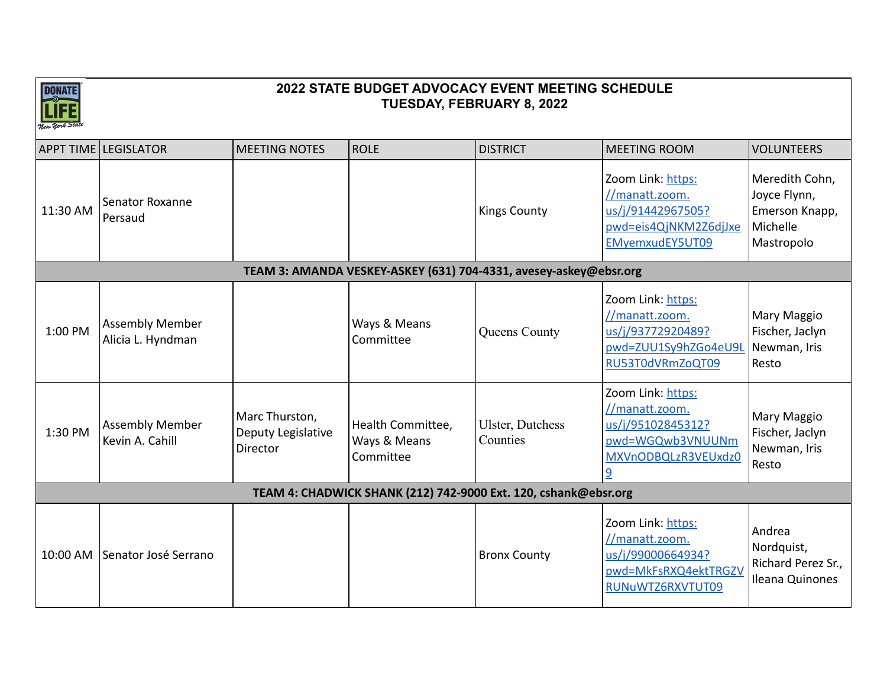# 2022 STATE BUDGET ADVOCACY EVENT MEETING SCHEDULE
## TUESDAY, FEBRUARY 8, 2022

| APPT TIME | LEGISLATOR | MEETING NOTES | ROLE | DISTRICT | MEETING ROOM | VOLUNTEERS |
|---|---|---|---|---|---|---|
| 11:30 AM | Senator Roxanne Persaud | | | Kings County | Zoom Link: https://manatt.zoom.us/j/91442967505?pwd=eis4QjNKM2Z6djJxeEMyemxudEY5UT09 | Meredith Cohn, Joyce Flynn, Emerson Knapp, Michelle Mastropolo |
| **TEAM 3: AMANDA VESKEY-ASKEY (631) 704-4331, avesey-askey@ebsr.org** | | | | | | |
| 1:00 PM | Assembly Member Alicia L. Hyndman | | Ways & Means Committee | Queens County | Zoom Link: https://manatt.zoom.us/j/93772920489?pwd=ZUU1Sy9hZGo4eU9LRU53T0dVRmZoQT09 | Mary Maggio Fischer, Jaclyn Newman, Iris Resto |
| 1:30 PM | Assembly Member Kevin A. Cahill | Marc Thurston, Deputy Legislative Director | Health Committee, Ways & Means Committee | Ulster, Dutchess Counties | Zoom Link: https://manatt.zoom.us/j/95102845312?pwd=WGQwb3VNUUNmMXVnODBQLzR3VEUxdz09 | Mary Maggio Fischer, Jaclyn Newman, Iris Resto |
| **TEAM 4: CHADWICK SHANK (212) 742-9000 Ext. 120, cshank@ebsr.org** | | | | | | |
| 10:00 AM | Senator José Serrano | | | Bronx County | Zoom Link: https://manatt.zoom.us/j/99000664934?pwd=MkFsRXQ4ektTRGZVRUNuWTZ6RXVTUT09 | Andrea Nordquist, Richard Perez Sr., Ileana Quinones |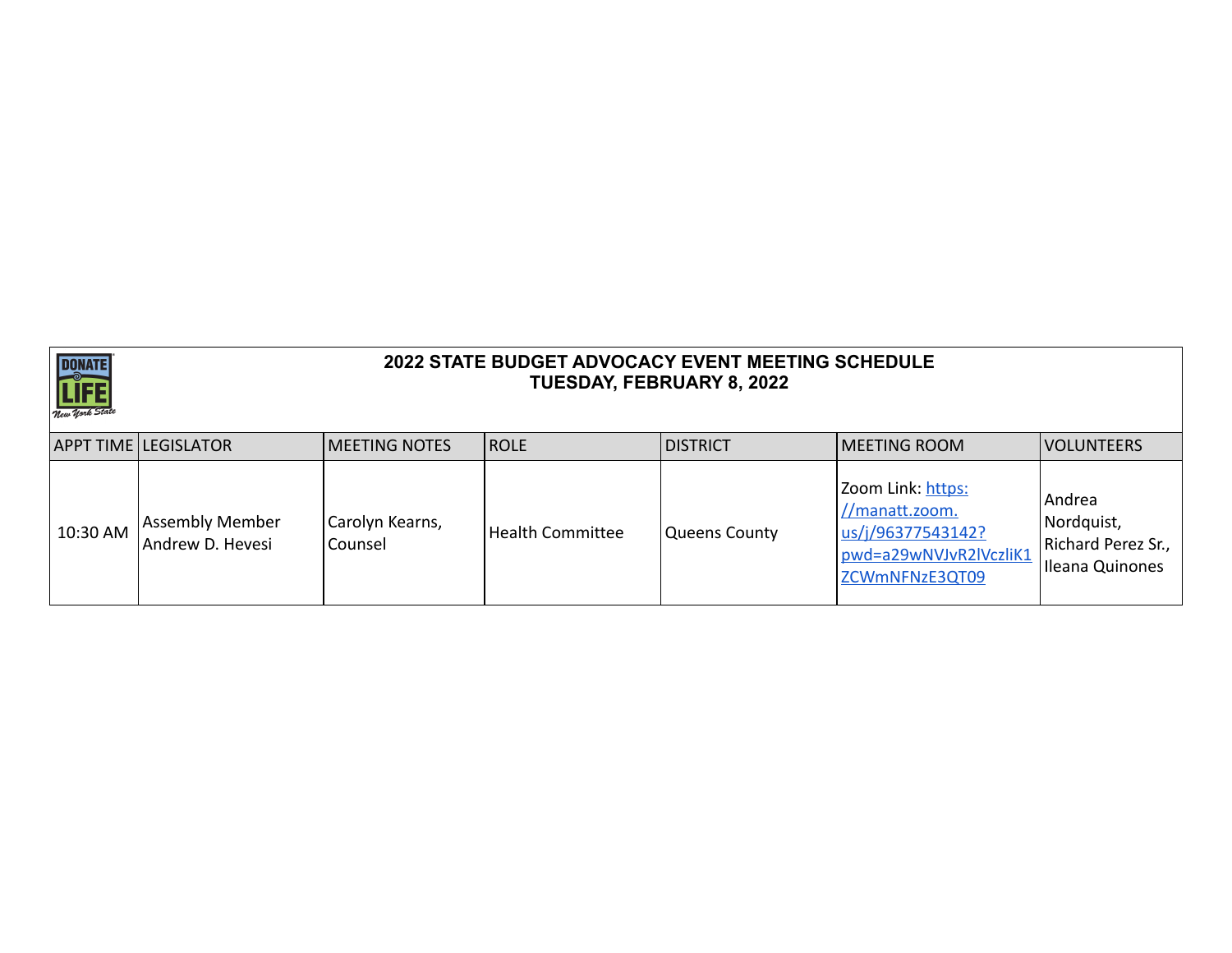# 2022 STATE BUDGET ADVOCACY EVENT MEETING SCHEDULE
## TUESDAY, FEBRUARY 8, 2022

| APPT TIME | LEGISLATOR | MEETING NOTES | ROLE | DISTRICT | MEETING ROOM | VOLUNTEERS |
|---|---|---|---|---|---|---|
| 10:30 AM | Assembly Member Andrew D. Hevesi | Carolyn Kearns, Counsel | Health Committee | Queens County | Zoom Link: https://manatt.zoom.us/j/96377543142?pwd=a29wNVJvR2lVczliK1ZCWmNFNzE3QT09 | Andrea Nordquist, Richard Perez Sr., Ileana Quinones |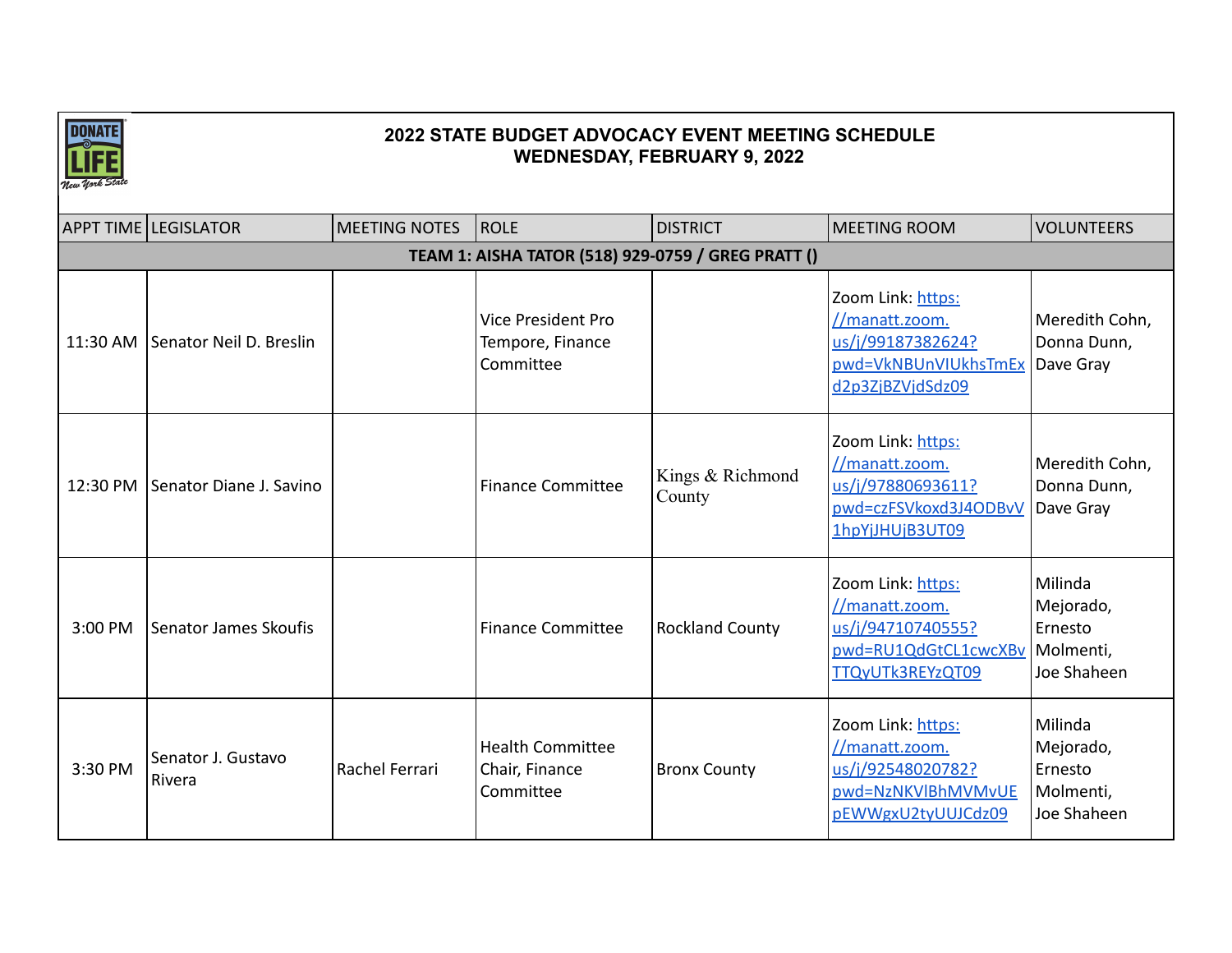# 2022 STATE BUDGET ADVOCACY EVENT MEETING SCHEDULE
## WEDNESDAY, FEBRUARY 9, 2022

| APPT TIME | LEGISLATOR | MEETING NOTES | ROLE | DISTRICT | MEETING ROOM | VOLUNTEERS |
|---|---|---|---|---|---|---|
| **TEAM 1: AISHA TATOR (518) 929-0759 / GREG PRATT ()** | | | | | | |
| 11:30 AM | Senator Neil D. Breslin | | Vice President Pro Tempore, Finance Committee | | Zoom Link: https://manatt.zoom.us/j/99187382624?pwd=VkNBUnVIUkhsTmExd2p3ZjBZVjdSdz09 | Meredith Cohn, Donna Dunn, Dave Gray |
| 12:30 PM | Senator Diane J. Savino | | Finance Committee | Kings & Richmond County | Zoom Link: https://manatt.zoom.us/j/97880693611?pwd=czFSVkoxd3J4ODBvV1hpYjJHUjB3UT09 | Meredith Cohn, Donna Dunn, Dave Gray |
| 3:00 PM | Senator James Skoufis | | Finance Committee | Rockland County | Zoom Link: https://manatt.zoom.us/j/94710740555?pwd=RU1QdGtCL1cwcXBvTTQyUTk3REYzQT09 | Milinda Mejorado, Ernesto Molmenti, Joe Shaheen |
| 3:30 PM | Senator J. Gustavo Rivera | Rachel Ferrari | Health Committee Chair, Finance Committee | Bronx County | Zoom Link: https://manatt.zoom.us/j/92548020782?pwd=NzNKVlBhMVMvUEpEWWgxU2tyUUJCdz09 | Milinda Mejorado, Ernesto Molmenti, Joe Shaheen |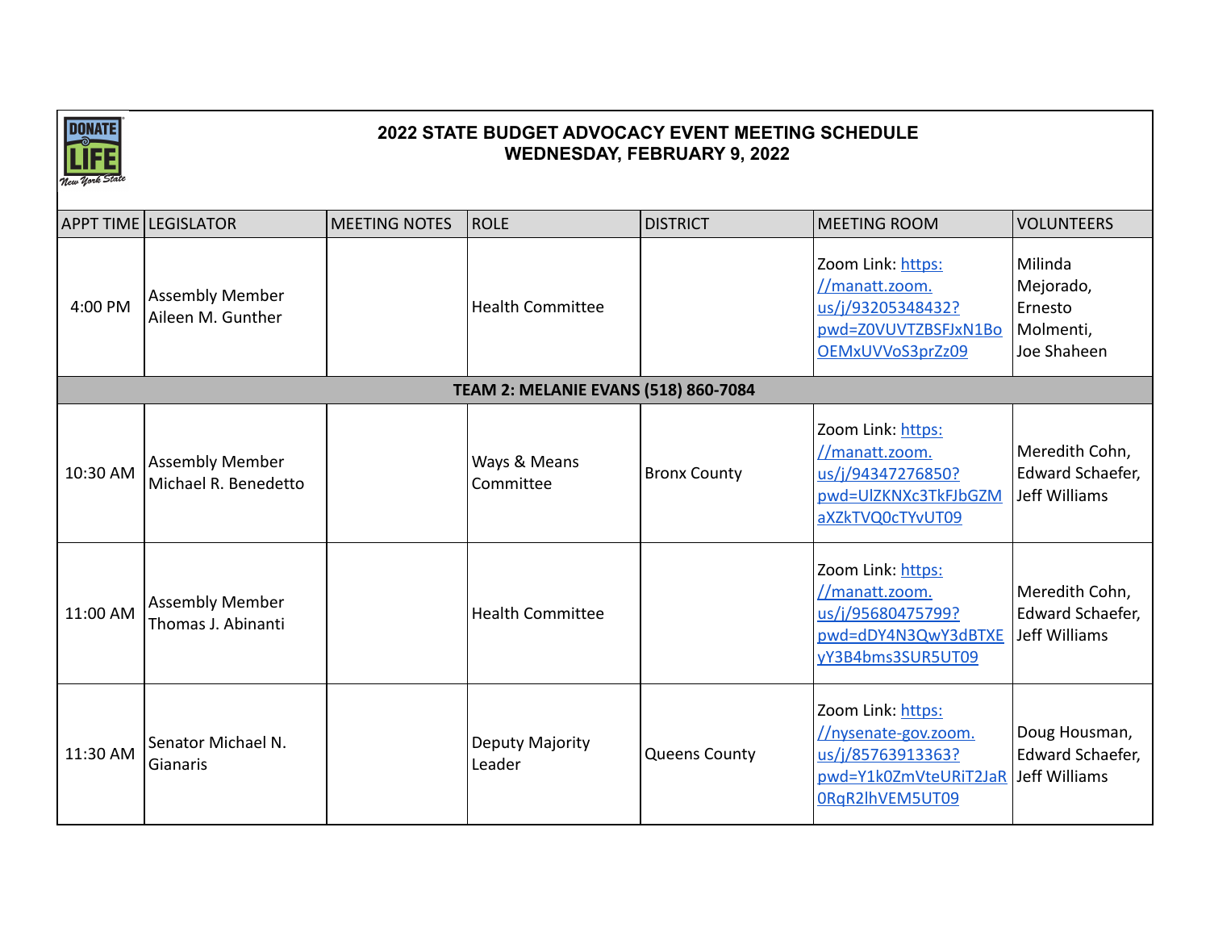# 2022 STATE BUDGET ADVOCACY EVENT MEETING SCHEDULE
## WEDNESDAY, FEBRUARY 9, 2022

| APPT TIME | LEGISLATOR | MEETING NOTES | ROLE | DISTRICT | MEETING ROOM | VOLUNTEERS |
|---|---|---|---|---|---|---|
| 4:00 PM | Assembly Member Aileen M. Gunther | | Health Committee | | Zoom Link: https://manatt.zoom.us/j/93205348432?pwd=Z0VUVTZBSFJxN1BoOEMxUVVoS3prZz09 | Milinda Mejorado, Ernesto Molmenti, Joe Shaheen |
| **TEAM 2: MELANIE EVANS (518) 860-7084** | | | | | | |
| 10:30 AM | Assembly Member Michael R. Benedetto | | Ways & Means Committee | Bronx County | Zoom Link: https://manatt.zoom.us/j/94347276850?pwd=UlZKNXc3TkFJbGZMaXZkTVQ0cTYvUT09 | Meredith Cohn, Edward Schaefer, Jeff Williams |
| 11:00 AM | Assembly Member Thomas J. Abinanti | | Health Committee | | Zoom Link: https://manatt.zoom.us/j/95680475799?pwd=dDY4N3QwY3dBTXEyY3B4bms3SUR5UT09 | Meredith Cohn, Edward Schaefer, Jeff Williams |
| 11:30 AM | Senator Michael N. Gianaris | | Deputy Majority Leader | Queens County | Zoom Link: https://nysenate-gov.zoom.us/j/85763913363?pwd=Y1k0ZmVteURiT2JaR0RqR2lhVEM5UT09 | Doug Housman, Edward Schaefer, Jeff Williams |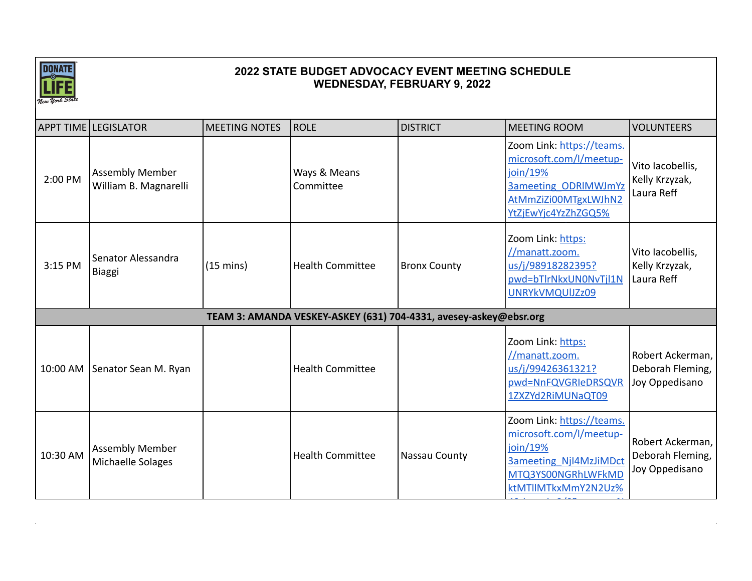# 2022 STATE BUDGET ADVOCACY EVENT MEETING SCHEDULE
## WEDNESDAY, FEBRUARY 9, 2022

| APPT TIME | LEGISLATOR | MEETING NOTES | ROLE | DISTRICT | MEETING ROOM | VOLUNTEERS |
|---|---|---|---|---|---|---|
| 2:00 PM | Assembly Member William B. Magnarelli | | Ways & Means Committee | | Zoom Link: https://teams.microsoft.com/l/meetup-join/19%3ameeting_ODRlMWJmYzAtMmZiZi00MTgxLWJhN2YtZjEwYjc4YzZhZGQ5% | Vito Iacobellis, Kelly Krzyzak, Laura Reff |
| 3:15 PM | Senator Alessandra Biaggi | (15 mins) | Health Committee | Bronx County | Zoom Link: https://manatt.zoom.us/j/98918282395?pwd=bTlrNkxUN0NvTjl1NUNRYkVMQUlJZz09 | Vito Iacobellis, Kelly Krzyzak, Laura Reff |
| **TEAM 3: AMANDA VESKEY-ASKEY (631) 704-4331, avesey-askey@ebsr.org** | | | | | | |
| 10:00 AM | Senator Sean M. Ryan | | Health Committee | | Zoom Link: https://manatt.zoom.us/j/99426361321?pwd=NnFQVGRIeDRSQVR1ZXZYd2RiMUNaQT09 | Robert Ackerman, Deborah Fleming, Joy Oppedisano |
| 10:30 AM | Assembly Member Michaelle Solages | | Health Committee | Nassau County | Zoom Link: https://teams.microsoft.com/l/meetup-join/19%3ameeting_NjI4MzJiMDctMTQ3YS00NGRhLWFkMDktMTllMTkxMmY2N2Uz% | Robert Ackerman, Deborah Fleming, Joy Oppedisano |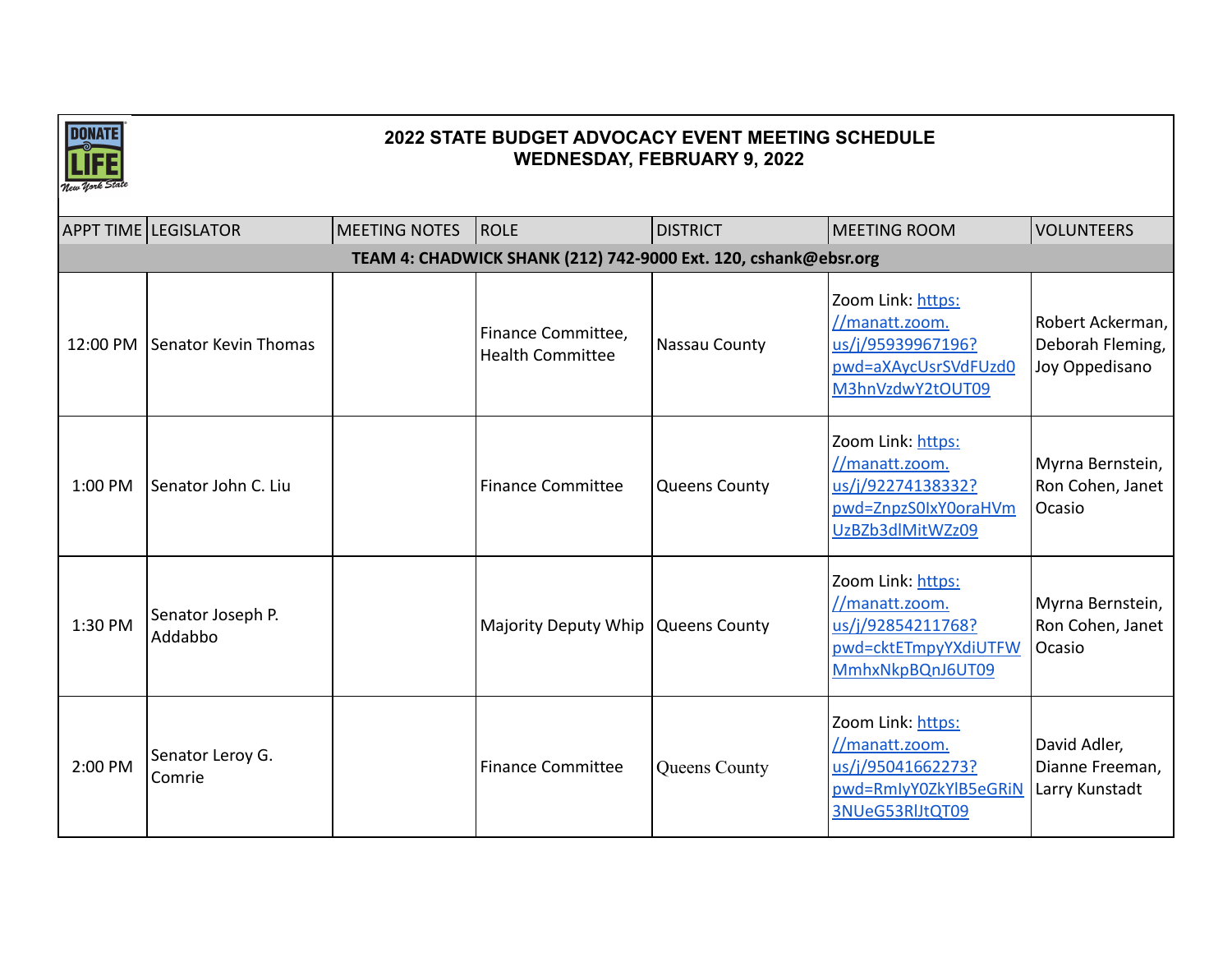# 2022 STATE BUDGET ADVOCACY EVENT MEETING SCHEDULE
## WEDNESDAY, FEBRUARY 9, 2022

| APPT TIME | LEGISLATOR | MEETING NOTES | ROLE | DISTRICT | MEETING ROOM | VOLUNTEERS |
|---|---|---|---|---|---|---|
| **TEAM 4: CHADWICK SHANK (212) 742-9000 Ext. 120, cshank@ebsr.org** | | | | | | |
| 12:00 PM | Senator Kevin Thomas | | Finance Committee, Health Committee | Nassau County | Zoom Link: https://manatt.zoom.us/j/95939967196?pwd=aXAycUsrSVdFUzd0M3hnVzdwY2tOUT09 | Robert Ackerman, Deborah Fleming, Joy Oppedisano |
| 1:00 PM | Senator John C. Liu | | Finance Committee | Queens County | Zoom Link: https://manatt.zoom.us/j/92274138332?pwd=ZnpzS0lxY0oraHVmUzBZb3dlMitWZz09 | Myrna Bernstein, Ron Cohen, Janet Ocasio |
| 1:30 PM | Senator Joseph P. Addabbo | | Majority Deputy Whip | Queens County | Zoom Link: https://manatt.zoom.us/j/92854211768?pwd=cktETmpyYXdiUTFWMmhxNkpBQnJ6UT09 | Myrna Bernstein, Ron Cohen, Janet Ocasio |
| 2:00 PM | Senator Leroy G. Comrie | | Finance Committee | Queens County | Zoom Link: https://manatt.zoom.us/j/95041662273?pwd=RmlyY0ZkYlB5eGRiN3NUeG53RlJtQT09 | David Adler, Dianne Freeman, Larry Kunstadt |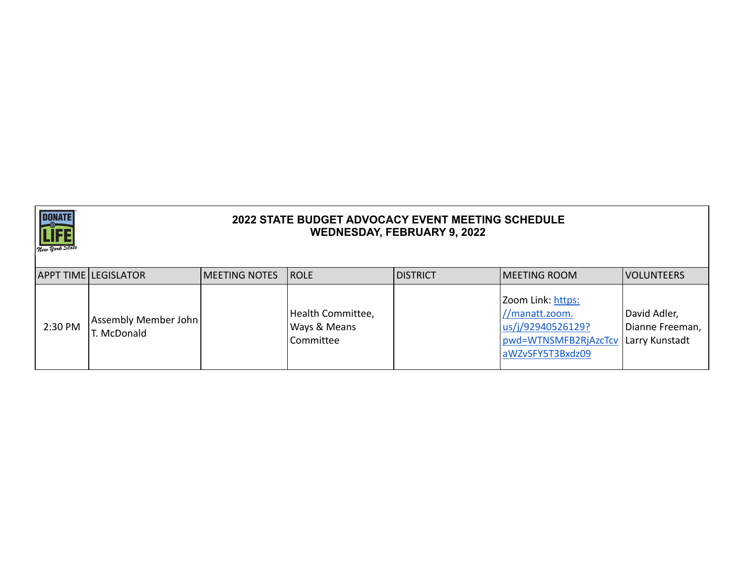**2022 STATE BUDGET ADVOCACY EVENT MEETING SCHEDULE**
**WEDNESDAY, FEBRUARY 9, 2022**

| APPT TIME | LEGISLATOR | MEETING NOTES | ROLE | DISTRICT | MEETING ROOM | VOLUNTEERS |
|---|---|---|---|---|---|---|
| 2:30 PM | Assembly Member John T. McDonald | | Health Committee, Ways & Means Committee | | Zoom Link: https://manatt.zoom.us/j/92940526129?pwd=WTNSMFB2RjAzcTcvaWZvSFY5T3Bxdz09 | David Adler, Dianne Freeman, Larry Kunstadt |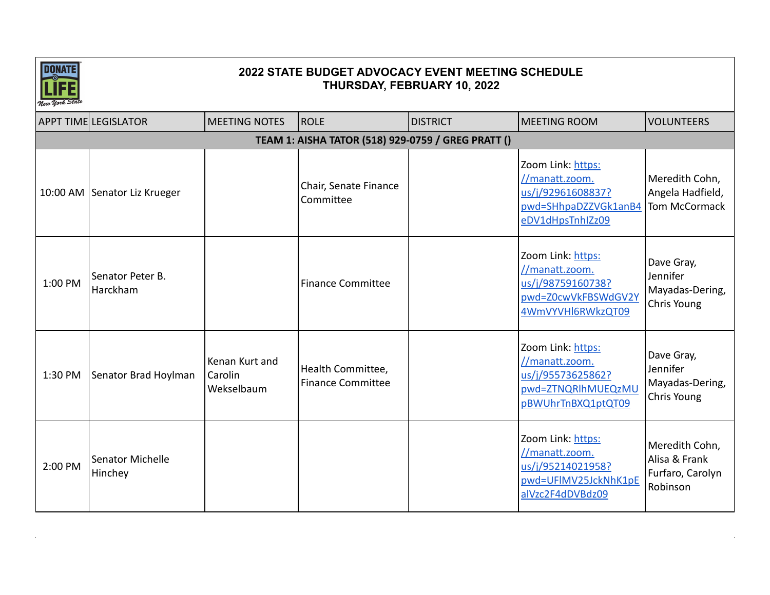# 2022 STATE BUDGET ADVOCACY EVENT MEETING SCHEDULE
## THURSDAY, FEBRUARY 10, 2022

| APPT TIME | LEGISLATOR | MEETING NOTES | ROLE | DISTRICT | MEETING ROOM | VOLUNTEERS |
|---|---|---|---|---|---|---|
| **TEAM 1: AISHA TATOR (518) 929-0759 / GREG PRATT ()** | | | | | | |
| 10:00 AM | Senator Liz Krueger | | Chair, Senate Finance Committee | | Zoom Link: https://manatt.zoom.us/j/92961608837?pwd=SHhpaDZZVGk1anB4eDV1dHpsTnhIZz09 | Meredith Cohn, Angela Hadfield, Tom McCormack |
| 1:00 PM | Senator Peter B. Harckham | | Finance Committee | | Zoom Link: https://manatt.zoom.us/j/98759160738?pwd=Z0cwVkFBSWdGV2Y4WmVYVHl6RWkzQT09 | Dave Gray, Jennifer Mayadas-Dering, Chris Young |
| 1:30 PM | Senator Brad Hoylman | Kenan Kurt and Carolin Wekselbaum | Health Committee, Finance Committee | | Zoom Link: https://manatt.zoom.us/j/95573625862?pwd=ZTNQRlhMUEQzMUpBWUhrTnBXQ1ptQT09 | Dave Gray, Jennifer Mayadas-Dering, Chris Young |
| 2:00 PM | Senator Michelle Hinchey | | | | Zoom Link: https://manatt.zoom.us/j/95214021958?pwd=UFlMV25JckNhK1pEalVzc2F4dDVBdz09 | Meredith Cohn, Alisa & Frank Furfaro, Carolyn Robinson |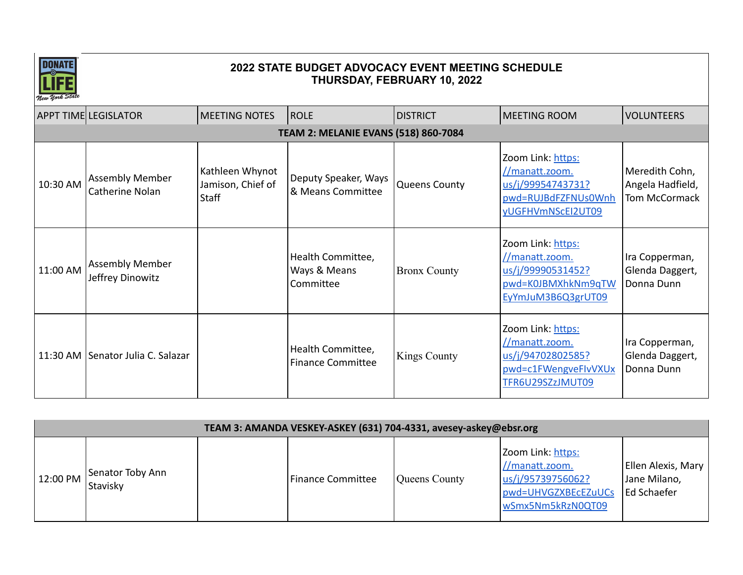# 2022 STATE BUDGET ADVOCACY EVENT MEETING SCHEDULE
## THURSDAY, FEBRUARY 10, 2022

| APPT TIME | LEGISLATOR | MEETING NOTES | ROLE | DISTRICT | MEETING ROOM | VOLUNTEERS |
|---|---|---|---|---|---|---|
| **TEAM 2: MELANIE EVANS (518) 860-7084** | | | | | | |
| 10:30 AM | Assembly Member Catherine Nolan | Kathleen Whynot Jamison, Chief of Staff | Deputy Speaker, Ways & Means Committee | Queens County | Zoom Link: https://manatt.zoom.us/j/99954743731?pwd=RUJBdFZFNUs0WnhyUGFHVmNScEI2UT09 | Meredith Cohn, Angela Hadfield, Tom McCormack |
| 11:00 AM | Assembly Member Jeffrey Dinowitz | | Health Committee, Ways & Means Committee | Bronx County | Zoom Link: https://manatt.zoom.us/j/99990531452?pwd=K0JBMXhkNm9qTWEyYmJuM3B6Q3grUT09 | Ira Copperman, Glenda Daggert, Donna Dunn |
| 11:30 AM | Senator Julia C. Salazar | | Health Committee, Finance Committee | Kings County | Zoom Link: https://manatt.zoom.us/j/94702802585?pwd=c1FWengveFIvVXUxTFR6U29SZzJMUT09 | Ira Copperman, Glenda Daggert, Donna Dunn |

| APPT TIME | LEGISLATOR | MEETING NOTES | ROLE | DISTRICT | MEETING ROOM | VOLUNTEERS |
|---|---|---|---|---|---|---|
| **TEAM 3: AMANDA VESKEY-ASKEY (631) 704-4331, avesey-askey@ebsr.org** | | | | | | |
| 12:00 PM | Senator Toby Ann Stavisky | | Finance Committee | Queens County | Zoom Link: https://manatt.zoom.us/j/95739756062?pwd=UHVGZXBEcEZuUCswSmx5Nm5kRzN0QT09 | Ellen Alexis, Mary Jane Milano, Ed Schaefer |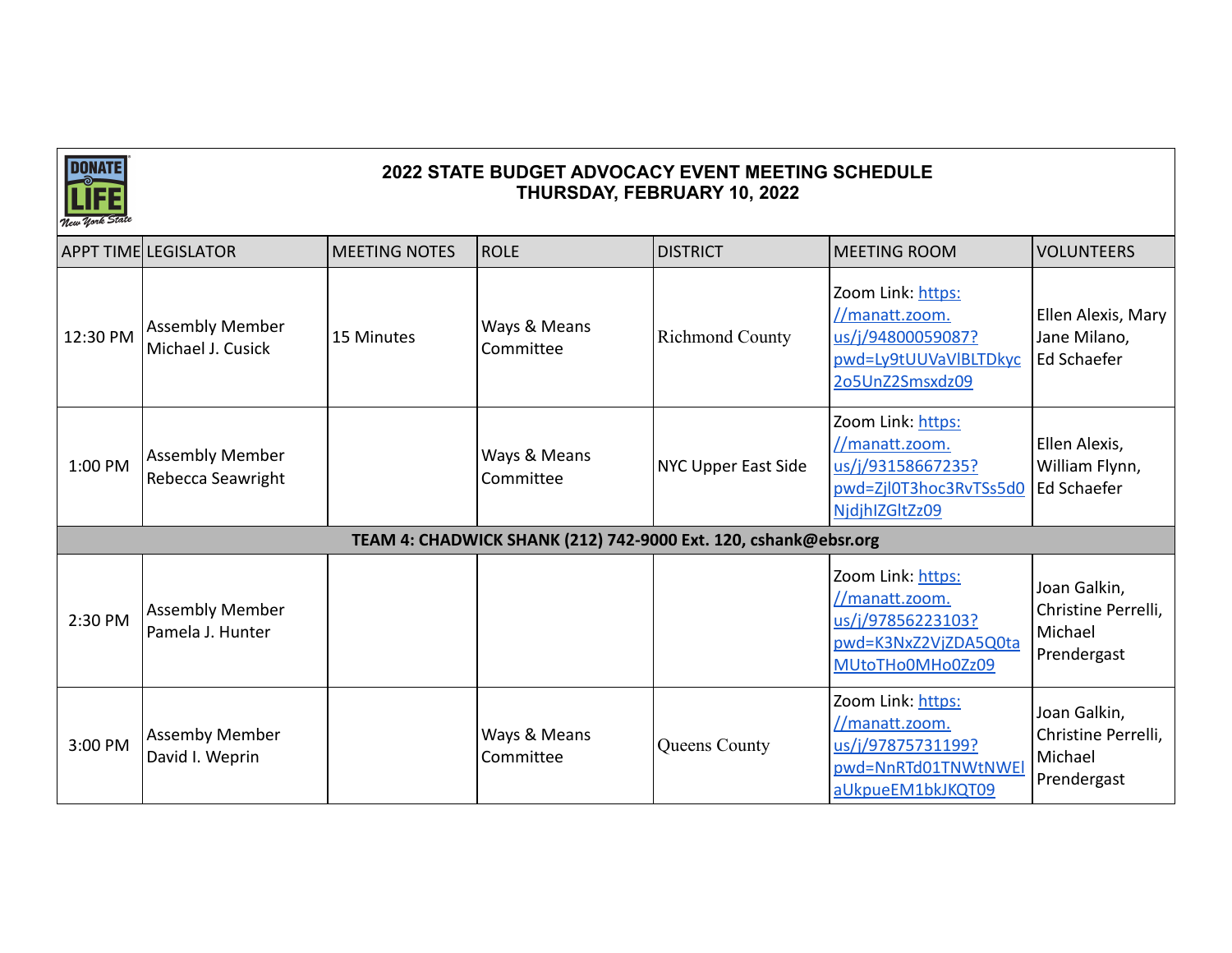# 2022 STATE BUDGET ADVOCACY EVENT MEETING SCHEDULE
## THURSDAY, FEBRUARY 10, 2022

| APPT TIME | LEGISLATOR | MEETING NOTES | ROLE | DISTRICT | MEETING ROOM | VOLUNTEERS |
|---|---|---|---|---|---|---|
| 12:30 PM | Assembly Member Michael J. Cusick | 15 Minutes | Ways & Means Committee | Richmond County | Zoom Link: https://manatt.zoom.us/j/94800059087?pwd=Ly9tUUVaVlBLTDkyc2o5UnZ2Smsxdz09 | Ellen Alexis, Mary Jane Milano, Ed Schaefer |
| 1:00 PM | Assembly Member Rebecca Seawright | | Ways & Means Committee | NYC Upper East Side | Zoom Link: https://manatt.zoom.us/j/93158667235?pwd=Zjl0T3hoc3RvTSs5d0NjdjhlZGltZz09 | Ellen Alexis, William Flynn, Ed Schaefer |
| **TEAM 4: CHADWICK SHANK (212) 742-9000 Ext. 120, cshank@ebsr.org** | | | | | | |
| 2:30 PM | Assembly Member Pamela J. Hunter | | | | Zoom Link: https://manatt.zoom.us/j/97856223103?pwd=K3NxZ2VjZDA5Q0taMUtoTHo0MHo0Zz09 | Joan Galkin, Christine Perrelli, Michael Prendergast |
| 3:00 PM | Assemby Member David I. Weprin | | Ways & Means Committee | Queens County | Zoom Link: https://manatt.zoom.us/j/97875731199?pwd=NnRTd01TNWtNWElaUkpueEM1bkJKQT09 | Joan Galkin, Christine Perrelli, Michael Prendergast |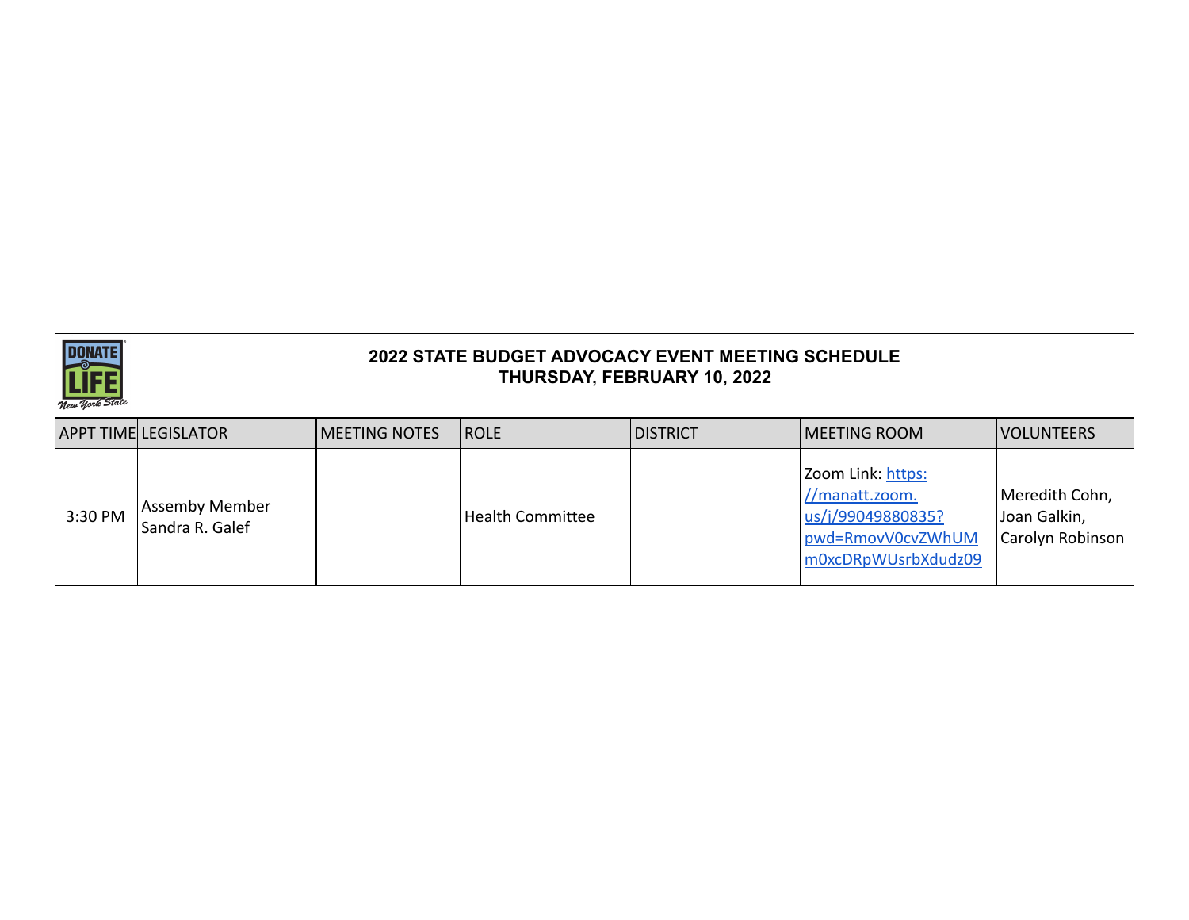## 2022 STATE BUDGET ADVOCACY EVENT MEETING SCHEDULE
## THURSDAY, FEBRUARY 10, 2022

| APPT TIME | LEGISLATOR | MEETING NOTES | ROLE | DISTRICT | MEETING ROOM | VOLUNTEERS |
|---|---|---|---|---|---|---|
| 3:30 PM | Assemby Member Sandra R. Galef | | Health Committee | | Zoom Link: https://manatt.zoom.us/j/99049880835?pwd=RmovV0cvZWhUMm0xcDRpWUsrbXdudz09 | Meredith Cohn, Joan Galkin, Carolyn Robinson |